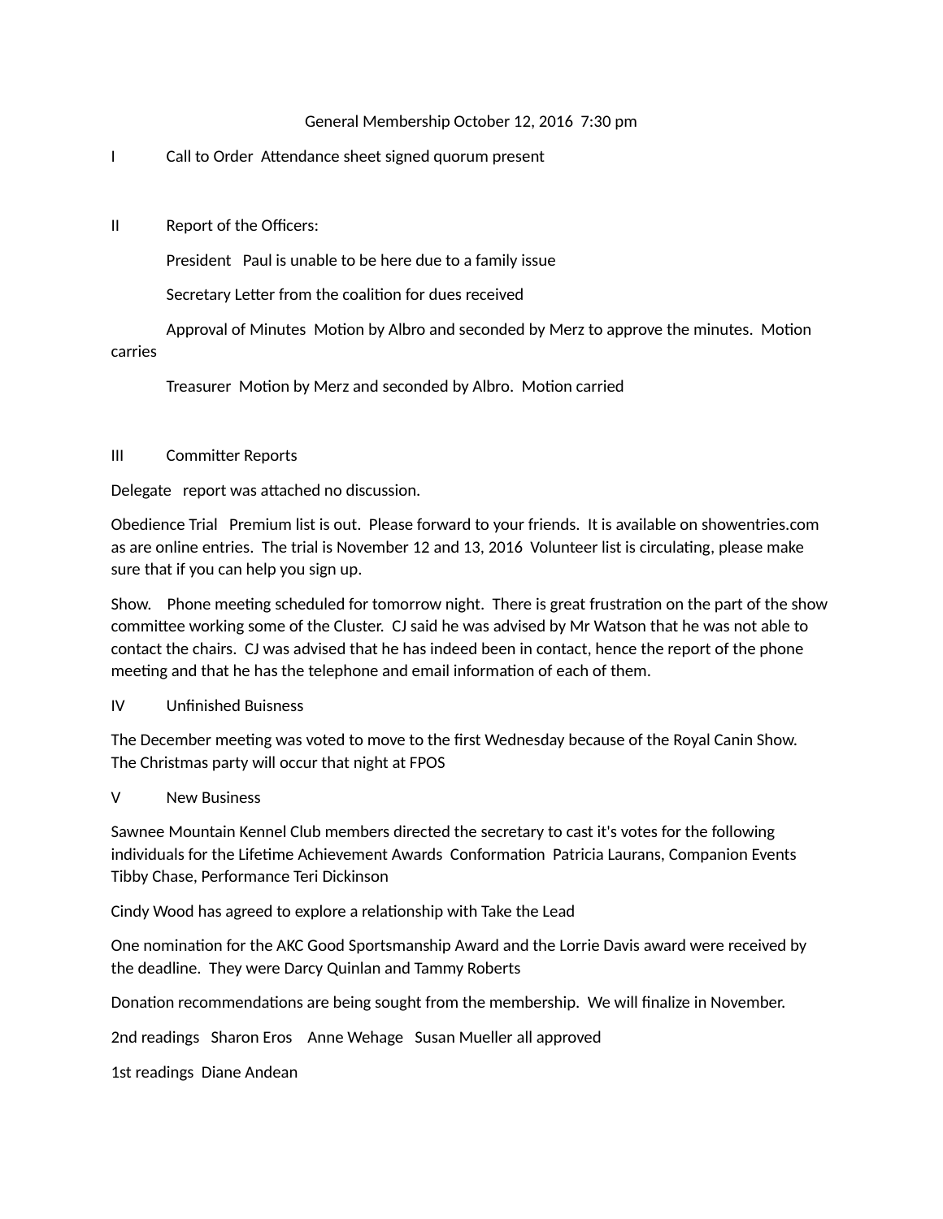General Membership October 12, 2016 7:30 pm

I Call to Order Attendance sheet signed quorum present

II Report of the Officers:

President Paul is unable to be here due to a family issue

Secretary Letter from the coalition for dues received

Approval of Minutes Motion by Albro and seconded by Merz to approve the minutes. Motion carries

Treasurer Motion by Merz and seconded by Albro. Motion carried

III Committer Reports

Delegate report was attached no discussion.

Obedience Trial Premium list is out. Please forward to your friends. It is available on showentries.com as are online entries. The trial is November 12 and 13, 2016 Volunteer list is circulating, please make sure that if you can help you sign up.

Show. Phone meeting scheduled for tomorrow night. There is great frustration on the part of the show committee working some of the Cluster. CJ said he was advised by Mr Watson that he was not able to contact the chairs. CJ was advised that he has indeed been in contact, hence the report of the phone meeting and that he has the telephone and email information of each of them.

IV Unfinished Buisness

The December meeting was voted to move to the first Wednesday because of the Royal Canin Show. The Christmas party will occur that night at FPOS

V New Business

Sawnee Mountain Kennel Club members directed the secretary to cast it's votes for the following individuals for the Lifetime Achievement Awards Conformation Patricia Laurans, Companion Events Tibby Chase, Performance Teri Dickinson

Cindy Wood has agreed to explore a relationship with Take the Lead

One nomination for the AKC Good Sportsmanship Award and the Lorrie Davis award were received by the deadline. They were Darcy Quinlan and Tammy Roberts

Donation recommendations are being sought from the membership. We will finalize in November.

2nd readings Sharon Eros Anne Wehage Susan Mueller all approved

1st readings Diane Andean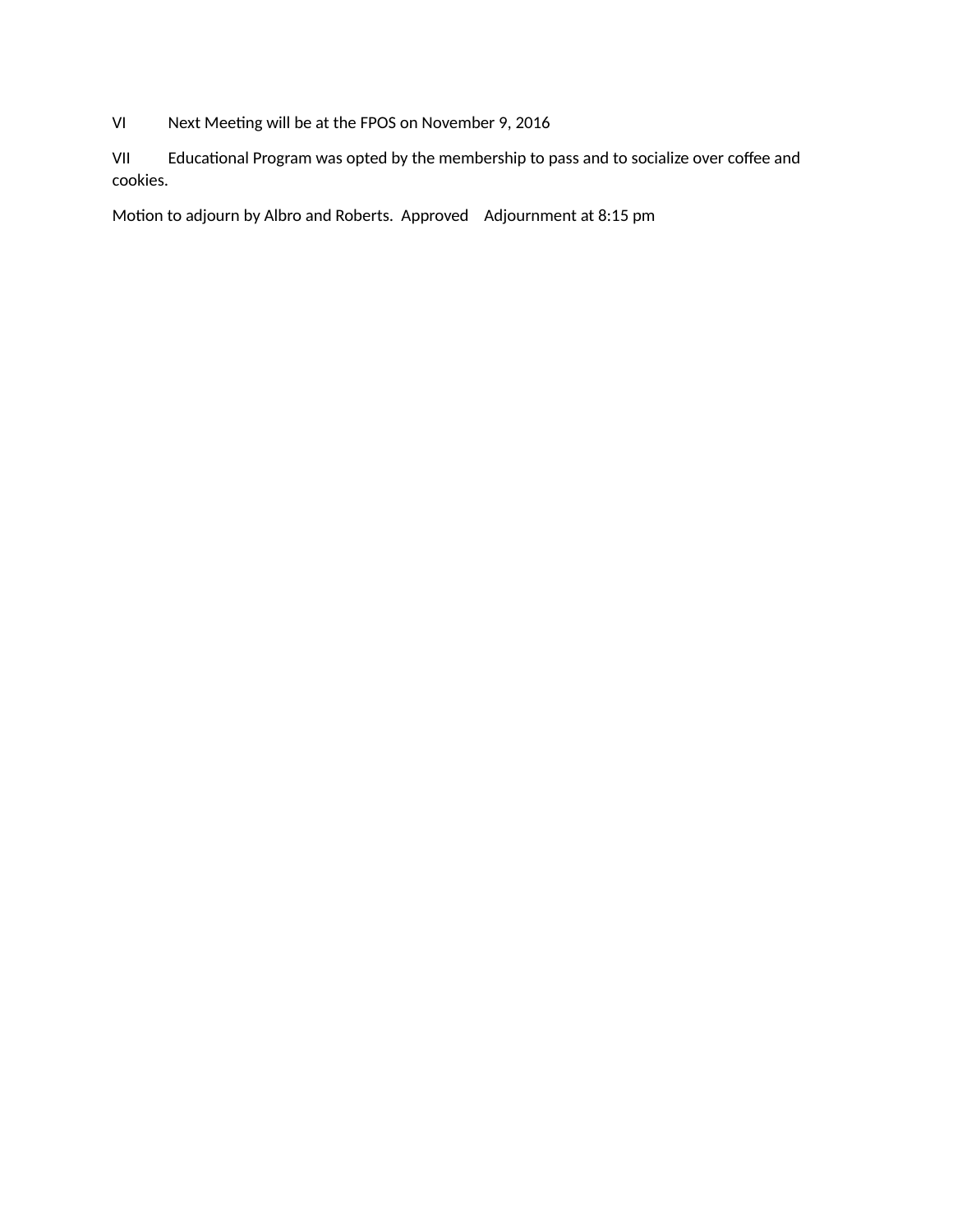VI Next Meeting will be at the FPOS on November 9, 2016

VII Educational Program was opted by the membership to pass and to socialize over coffee and cookies.

Motion to adjourn by Albro and Roberts. Approved Adjournment at 8:15 pm